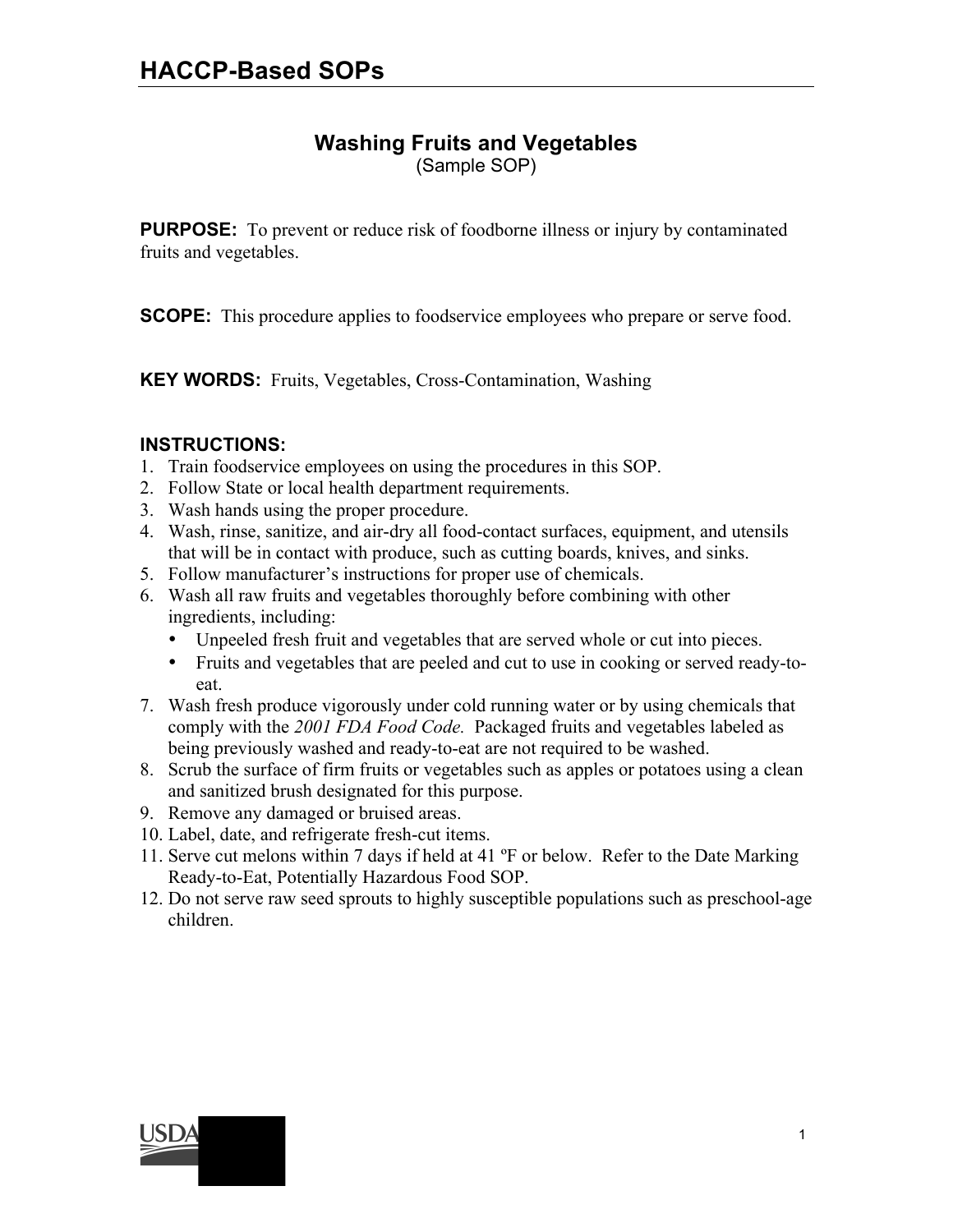# HACCP-Based SOPs

## Washing Fruits and Vegetables

(Sample SOP)

**PURPOSE:** To prevent or reduce risk of foodborne illness or injury by contaminated fruits and vegetables.

**SCOPE:** This procedure applies to foodservice employees who prepare or serve food.

**KEY WORDS:** Fruits, Vegetables, Cross-Contamination, Washing

**INSTRUCTIONS:**

1. Train foodservice employees on using the procedures in this SOP.
2. Follow State or local health department requirements.
3. Wash hands using the proper procedure.
4. Wash, rinse, sanitize, and air-dry all food-contact surfaces, equipment, and utensils that will be in contact with produce, such as cutting boards, knives, and sinks.
5. Follow manufacturer's instructions for proper use of chemicals.
6. Wash all raw fruits and vegetables thoroughly before combining with other ingredients, including:
   - Unpeeled fresh fruit and vegetables that are served whole or cut into pieces.
   - Fruits and vegetables that are peeled and cut to use in cooking or served ready-to-eat.
7. Wash fresh produce vigorously under cold running water or by using chemicals that comply with the *2001 FDA Food Code.* Packaged fruits and vegetables labeled as being previously washed and ready-to-eat are not required to be washed.
8. Scrub the surface of firm fruits or vegetables such as apples or potatoes using a clean and sanitized brush designated for this purpose.
9. Remove any damaged or bruised areas.
10. Label, date, and refrigerate fresh-cut items.
11. Serve cut melons within 7 days if held at 41 ºF or below. Refer to the Date Marking Ready-to-Eat, Potentially Hazardous Food SOP.
12. Do not serve raw seed sprouts to highly susceptible populations such as preschool-age children.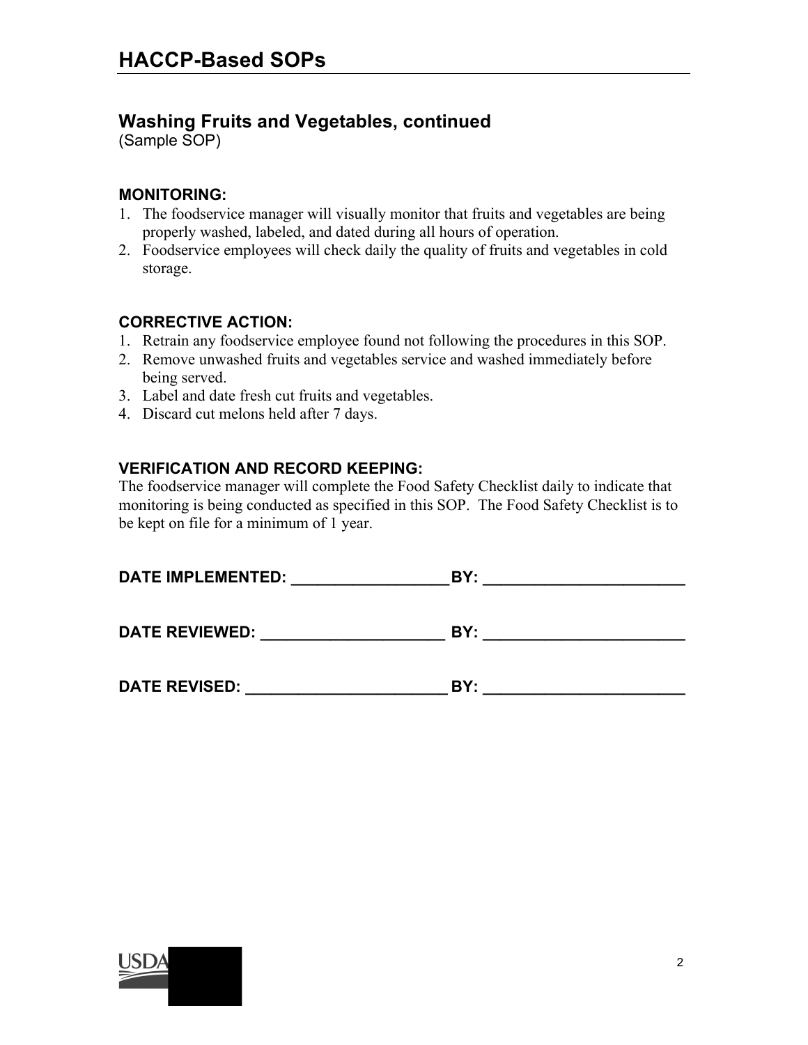# HACCP-Based SOPs

## Washing Fruits and Vegetables, continued

(Sample SOP)

### MONITORING:

1. The foodservice manager will visually monitor that fruits and vegetables are being properly washed, labeled, and dated during all hours of operation.
2. Foodservice employees will check daily the quality of fruits and vegetables in cold storage.

### CORRECTIVE ACTION:

1. Retrain any foodservice employee found not following the procedures in this SOP.
2. Remove unwashed fruits and vegetables service and washed immediately before being served.
3. Label and date fresh cut fruits and vegetables.
4. Discard cut melons held after 7 days.

### VERIFICATION AND RECORD KEEPING:

The foodservice manager will complete the Food Safety Checklist daily to indicate that monitoring is being conducted as specified in this SOP. The Food Safety Checklist is to be kept on file for a minimum of 1 year.

**DATE IMPLEMENTED: __________________ BY: _______________________**

**DATE REVIEWED: _____________________ BY: _______________________**

**DATE REVISED: _______________________ BY: _______________________**